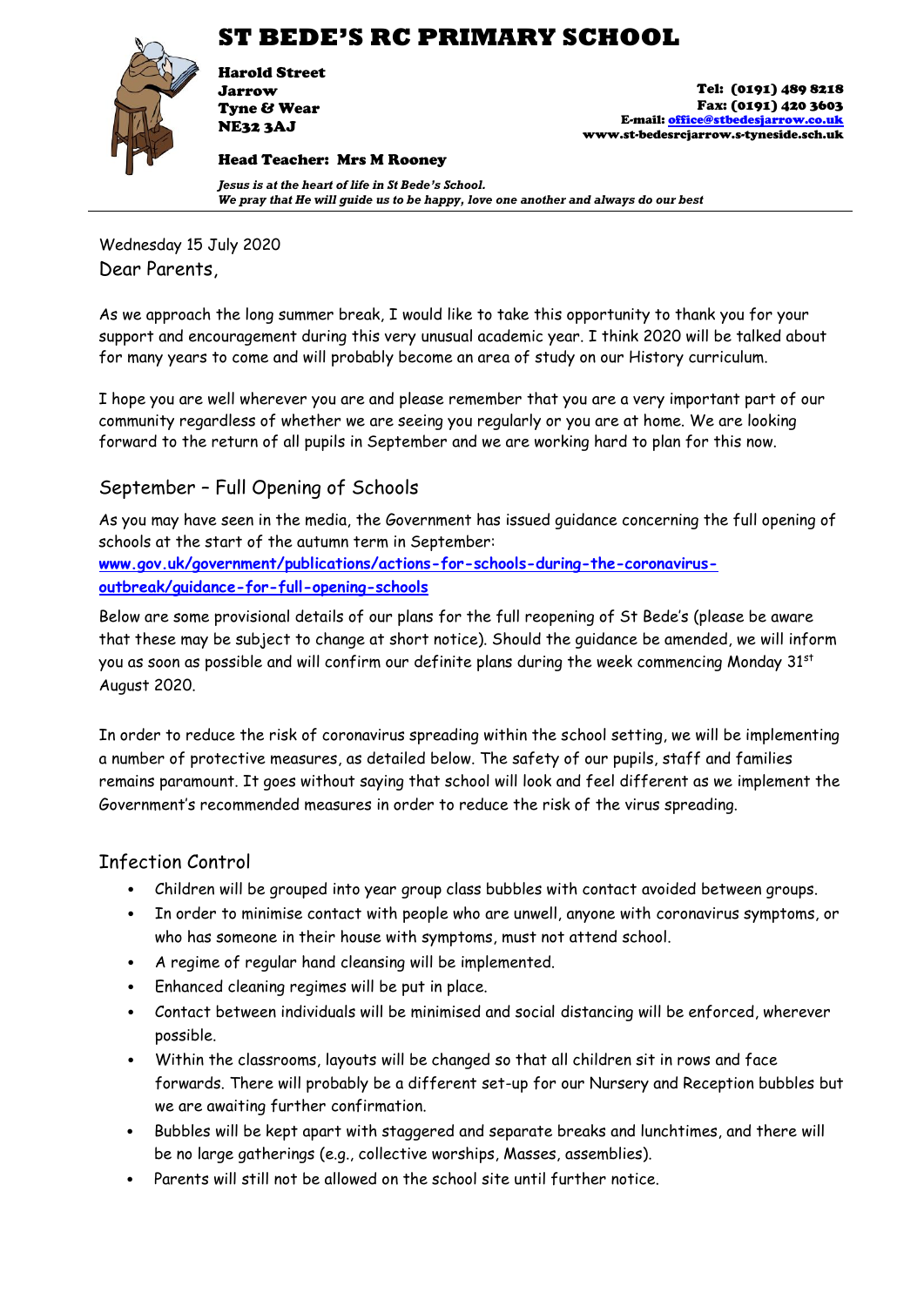# ST BEDE'S RC PRIMARY SCHOOL

**Harold Street**
**Jarrow**
**Tyne & Wear**
**NE32 3AJ**

**Tel: (0191) 489 8218**
**Fax: (0191) 420 3603**
**E-mail: office@stbedesjarrow.co.uk**
**www.st-bedesrcjarrow.s-tyneside.sch.uk**

**Head Teacher: Mrs M Rooney**

***Jesus is at the heart of life in St Bede's School.***
***We pray that He will guide us to be happy, love one another and always do our best***

---

Wednesday 15 July 2020

Dear Parents,

As we approach the long summer break, I would like to take this opportunity to thank you for your support and encouragement during this very unusual academic year. I think 2020 will be talked about for many years to come and will probably become an area of study on our History curriculum.

I hope you are well wherever you are and please remember that you are a very important part of our community regardless of whether we are seeing you regularly or you are at home. We are looking forward to the return of all pupils in September and we are working hard to plan for this now.

## September – Full Opening of Schools

As you may have seen in the media, the Government has issued guidance concerning the full opening of schools at the start of the autumn term in September:

**www.gov.uk/government/publications/actions-for-schools-during-the-coronavirus-outbreak/guidance-for-full-opening-schools**

Below are some provisional details of our plans for the full reopening of St Bede's (please be aware that these may be subject to change at short notice). Should the guidance be amended, we will inform you as soon as possible and will confirm our definite plans during the week commencing Monday 31st August 2020.

In order to reduce the risk of coronavirus spreading within the school setting, we will be implementing a number of protective measures, as detailed below. The safety of our pupils, staff and families remains paramount. It goes without saying that school will look and feel different as we implement the Government's recommended measures in order to reduce the risk of the virus spreading.

## Infection Control

- Children will be grouped into year group class bubbles with contact avoided between groups.
- In order to minimise contact with people who are unwell, anyone with coronavirus symptoms, or who has someone in their house with symptoms, must not attend school.
- A regime of regular hand cleansing will be implemented.
- Enhanced cleaning regimes will be put in place.
- Contact between individuals will be minimised and social distancing will be enforced, wherever possible.
- Within the classrooms, layouts will be changed so that all children sit in rows and face forwards. There will probably be a different set-up for our Nursery and Reception bubbles but we are awaiting further confirmation.
- Bubbles will be kept apart with staggered and separate breaks and lunchtimes, and there will be no large gatherings (e.g., collective worships, Masses, assemblies).
- Parents will still not be allowed on the school site until further notice.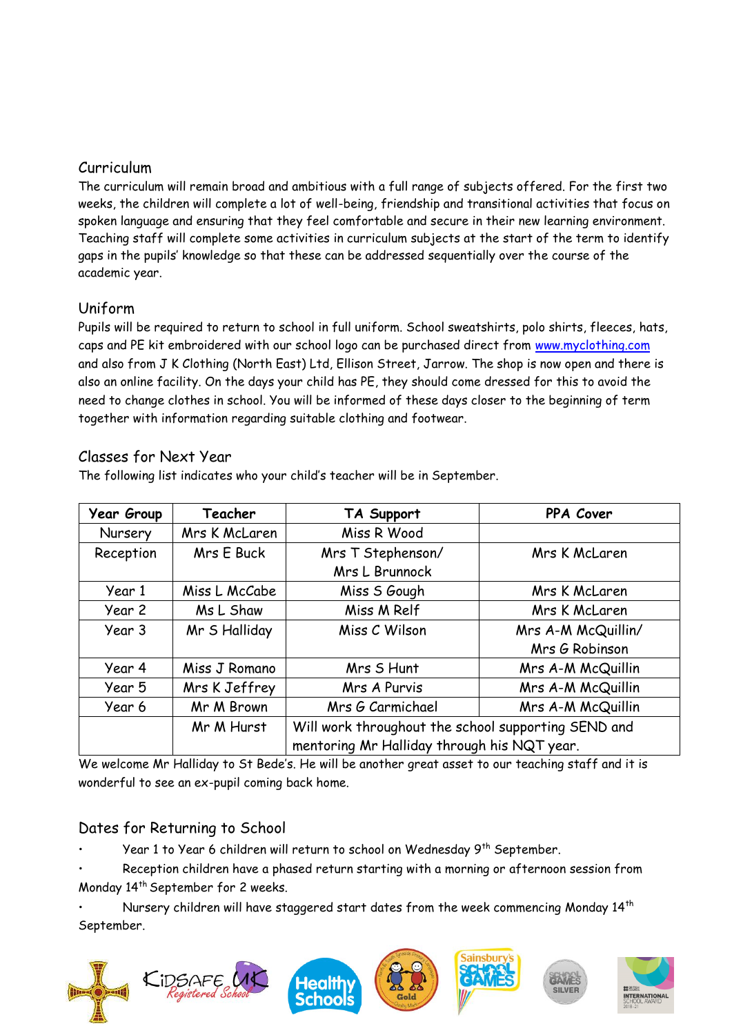## Curriculum

The curriculum will remain broad and ambitious with a full range of subjects offered. For the first two weeks, the children will complete a lot of well-being, friendship and transitional activities that focus on spoken language and ensuring that they feel comfortable and secure in their new learning environment. Teaching staff will complete some activities in curriculum subjects at the start of the term to identify gaps in the pupils' knowledge so that these can be addressed sequentially over the course of the academic year.

## Uniform

Pupils will be required to return to school in full uniform. School sweatshirts, polo shirts, fleeces, hats, caps and PE kit embroidered with our school logo can be purchased direct from www.myclothing.com and also from J K Clothing (North East) Ltd, Ellison Street, Jarrow. The shop is now open and there is also an online facility. On the days your child has PE, they should come dressed for this to avoid the need to change clothes in school. You will be informed of these days closer to the beginning of term together with information regarding suitable clothing and footwear.

## Classes for Next Year

The following list indicates who your child's teacher will be in September.

| Year Group | Teacher | TA Support | PPA Cover |
|---|---|---|---|
| Nursery | Mrs K McLaren | Miss R Wood | |
| Reception | Mrs E Buck | Mrs T Stephenson/ Mrs L Brunnock | Mrs K McLaren |
| Year 1 | Miss L McCabe | Miss S Gough | Mrs K McLaren |
| Year 2 | Ms L Shaw | Miss M Relf | Mrs K McLaren |
| Year 3 | Mr S Halliday | Miss C Wilson | Mrs A-M McQuillin/ Mrs G Robinson |
| Year 4 | Miss J Romano | Mrs S Hunt | Mrs A-M McQuillin |
| Year 5 | Mrs K Jeffrey | Mrs A Purvis | Mrs A-M McQuillin |
| Year 6 | Mr M Brown | Mrs G Carmichael | Mrs A-M McQuillin |
| | Mr M Hurst | Will work throughout the school supporting SEND and mentoring Mr Halliday through his NQT year. | |

We welcome Mr Halliday to St Bede's. He will be another great asset to our teaching staff and it is wonderful to see an ex-pupil coming back home.

## Dates for Returning to School

- Year 1 to Year 6 children will return to school on Wednesday 9th September.
- Reception children have a phased return starting with a morning or afternoon session from Monday 14th September for 2 weeks.
- Nursery children will have staggered start dates from the week commencing Monday 14th September.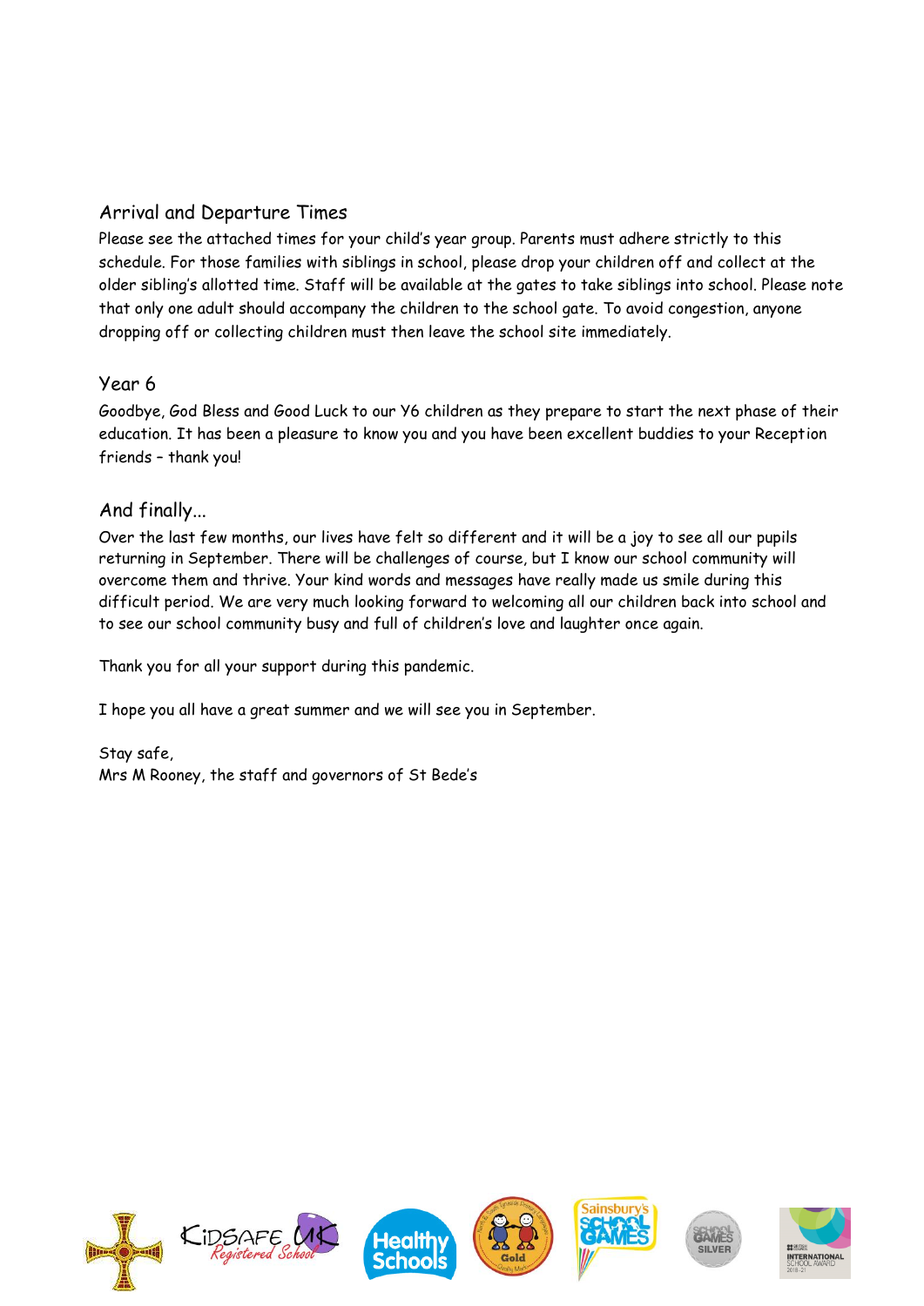## Arrival and Departure Times

Please see the attached times for your child's year group. Parents must adhere strictly to this schedule. For those families with siblings in school, please drop your children off and collect at the older sibling's allotted time. Staff will be available at the gates to take siblings into school. Please note that only one adult should accompany the children to the school gate. To avoid congestion, anyone dropping off or collecting children must then leave the school site immediately.

## Year 6

Goodbye, God Bless and Good Luck to our Y6 children as they prepare to start the next phase of their education. It has been a pleasure to know you and you have been excellent buddies to your Reception friends – thank you!

## And finally...

Over the last few months, our lives have felt so different and it will be a joy to see all our pupils returning in September. There will be challenges of course, but I know our school community will overcome them and thrive. Your kind words and messages have really made us smile during this difficult period. We are very much looking forward to welcoming all our children back into school and to see our school community busy and full of children's love and laughter once again.

Thank you for all your support during this pandemic.

I hope you all have a great summer and we will see you in September.

Stay safe,
Mrs M Rooney, the staff and governors of St Bede's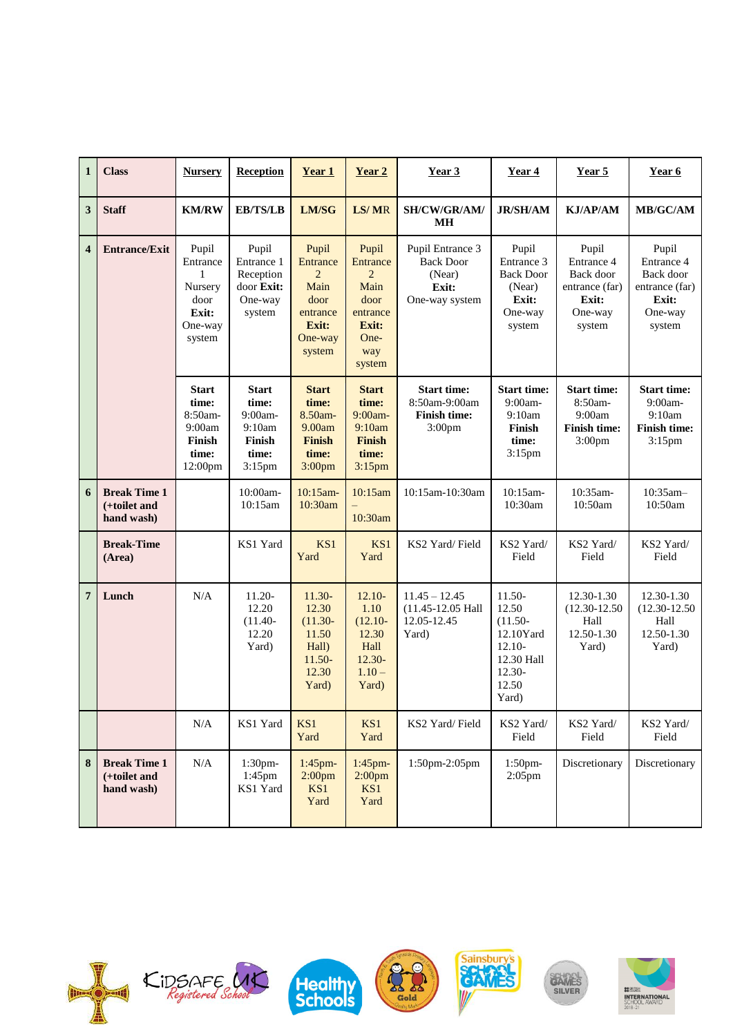| 1 | Class | Nursery | Reception | Year 1 | Year 2 | Year 3 | Year 4 | Year 5 | Year 6 |
|---|---|---|---|---|---|---|---|---|---|
| 3 | Staff | KM/RW | EB/TS/LB | LM/SG | LS/ MR | SH/CW/GR/AM/ MH | JR/SH/AM | KJ/AP/AM | MB/GC/AM |
| 4 | Entrance/Exit | Pupil Entrance 1 Nursery door **Exit:** One-way system | Pupil Entrance 1 Reception door **Exit:** One-way system | Pupil Entrance 2 Main door entrance **Exit:** One-way system | Pupil Entrance 2 Main door entrance **Exit:** One-way system | Pupil Entrance 3 Back Door (Near) **Exit:** One-way system | Pupil Entrance 3 Back Door (Near) **Exit:** One-way system | Pupil Entrance 4 Back door entrance (far) **Exit:** One-way system | Pupil Entrance 4 Back door entrance (far) **Exit:** One-way system |
| | | **Start time:** 8:50am-9:00am **Finish time:** 12:00pm | **Start time:** 9:00am-9:10am **Finish time:** 3:15pm | **Start time:** 8.50am-9.00am **Finish time:** 3:00pm | **Start time:** 9:00am-9:10am **Finish time:** 3:15pm | **Start time:** 8:50am-9:00am **Finish time:** 3:00pm | **Start time:** 9:00am-9:10am **Finish time:** 3:15pm | **Start time:** 8:50am-9:00am **Finish time:** 3:00pm | **Start time:** 9:00am-9:10am **Finish time:** 3:15pm |
| 6 | **Break Time 1 (+toilet and hand wash)** | | 10:00am-10:15am | 10:15am-10:30am | 10:15am – 10:30am | 10:15am-10:30am | 10:15am-10:30am | 10:35am-10:50am | 10:35am–10:50am |
| | **Break-Time (Area)** | | KS1 Yard | KS1 Yard | KS1 Yard | KS2 Yard/ Field | KS2 Yard/ Field | KS2 Yard/ Field | KS2 Yard/ Field |
| 7 | Lunch | N/A | 11.20-12.20 (11.40-12.20 Yard) | 11.30-12.30 (11.30-11.50 Hall) 11.50-12.30 Yard) | 12.10-1.10 (12.10-12.30 Hall 12.30-1.10 – Yard) | 11.45 – 12.45 (11.45-12.05 Hall 12.05-12.45 Yard) | 11.50-12.50 (11.50-12.10Yard 12.10-12.30 Hall 12.30-12.50 Yard) | 12.30-1.30 (12.30-12.50 Hall 12.50-1.30 Yard) | 12.30-1.30 (12.30-12.50 Hall 12.50-1.30 Yard) |
| | | N/A | KS1 Yard | KS1 Yard | KS1 Yard | KS2 Yard/ Field | KS2 Yard/ Field | KS2 Yard/ Field | KS2 Yard/ Field |
| 8 | **Break Time 1 (+toilet and hand wash)** | N/A | 1:30pm-1:45pm KS1 Yard | 1:45pm-2:00pm KS1 Yard | 1:45pm-2:00pm KS1 Yard | 1:50pm-2:05pm | 1:50pm-2:05pm | Discretionary | Discretionary |